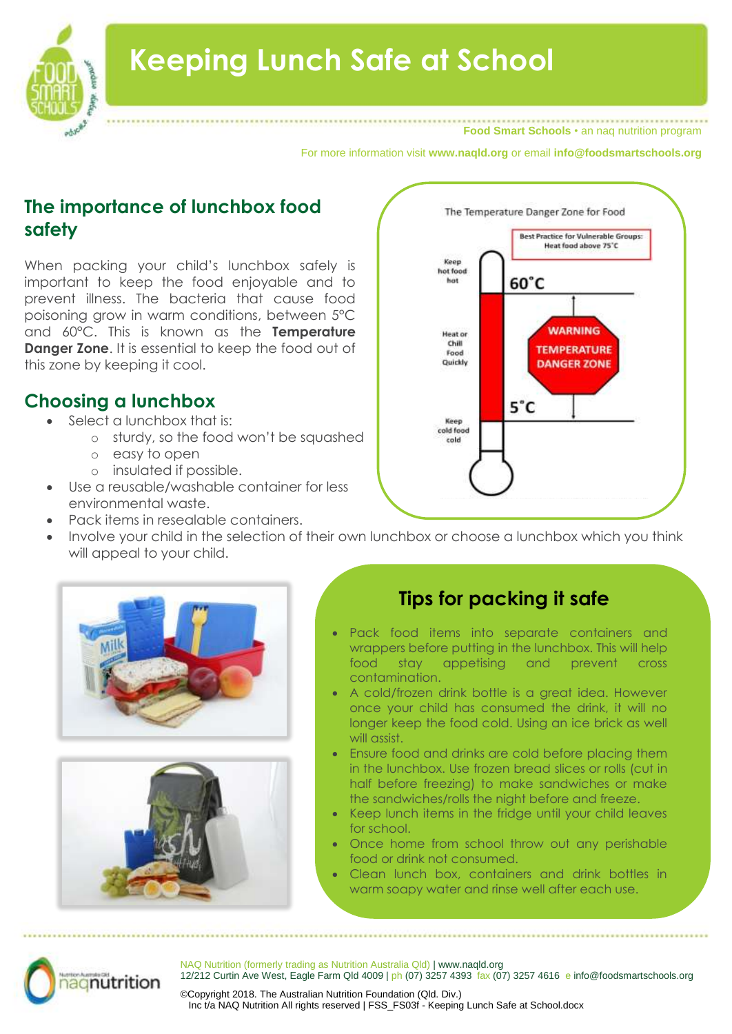# Keeping Lunch Safe at School

**Food Smart Schools** • an naq nutrition program

For more information visit **www.naqld.org** or email **info@foodsmartschools.org**

## The importance of lunchbox food safety

When packing your child's lunchbox safely is important to keep the food enjoyable and to prevent illness. The bacteria that cause food poisoning grow in warm conditions, between 5°C and 60°C. This is known as the **Temperature Danger Zone**. It is essential to keep the food out of this zone by keeping it cool.

The Temperature Danger Zone for Food

Best Practice for Vulnerable Groups: Heat food above 75°C

Keep hot food hot

60°C

Heat or Chill Food Quickly

WARNING TEMPERATURE DANGER ZONE

5°C

Keep cold food cold

## Choosing a lunchbox

- Select a lunchbox that is:
  - sturdy, so the food won't be squashed
  - easy to open
  - insulated if possible.
- Use a reusable/washable container for less environmental waste.
- Pack items in resealable containers.
- Involve your child in the selection of their own lunchbox or choose a lunchbox which you think will appeal to your child.

## Tips for packing it safe

- Pack food items into separate containers and wrappers before putting in the lunchbox. This will help food stay appetising and prevent cross contamination.
- A cold/frozen drink bottle is a great idea. However once your child has consumed the drink, it will no longer keep the food cold. Using an ice brick as well will assist.
- Ensure food and drinks are cold before placing them in the lunchbox. Use frozen bread slices or rolls (cut in half before freezing) to make sandwiches or make the sandwiches/rolls the night before and freeze.
- Keep lunch items in the fridge until your child leaves for school.
- Once home from school throw out any perishable food or drink not consumed.
- Clean lunch box, containers and drink bottles in warm soapy water and rinse well after each use.

NAQ Nutrition (formerly trading as Nutrition Australia Qld) | www.naqld.org
12/212 Curtin Ave West, Eagle Farm Qld 4009 | ph (07) 3257 4393 fax (07) 3257 4616 e info@foodsmartschools.org

©Copyright 2018. The Australian Nutrition Foundation (Qld. Div.) Inc t/a NAQ Nutrition All rights reserved | FSS_FS03f - Keeping Lunch Safe at School.docx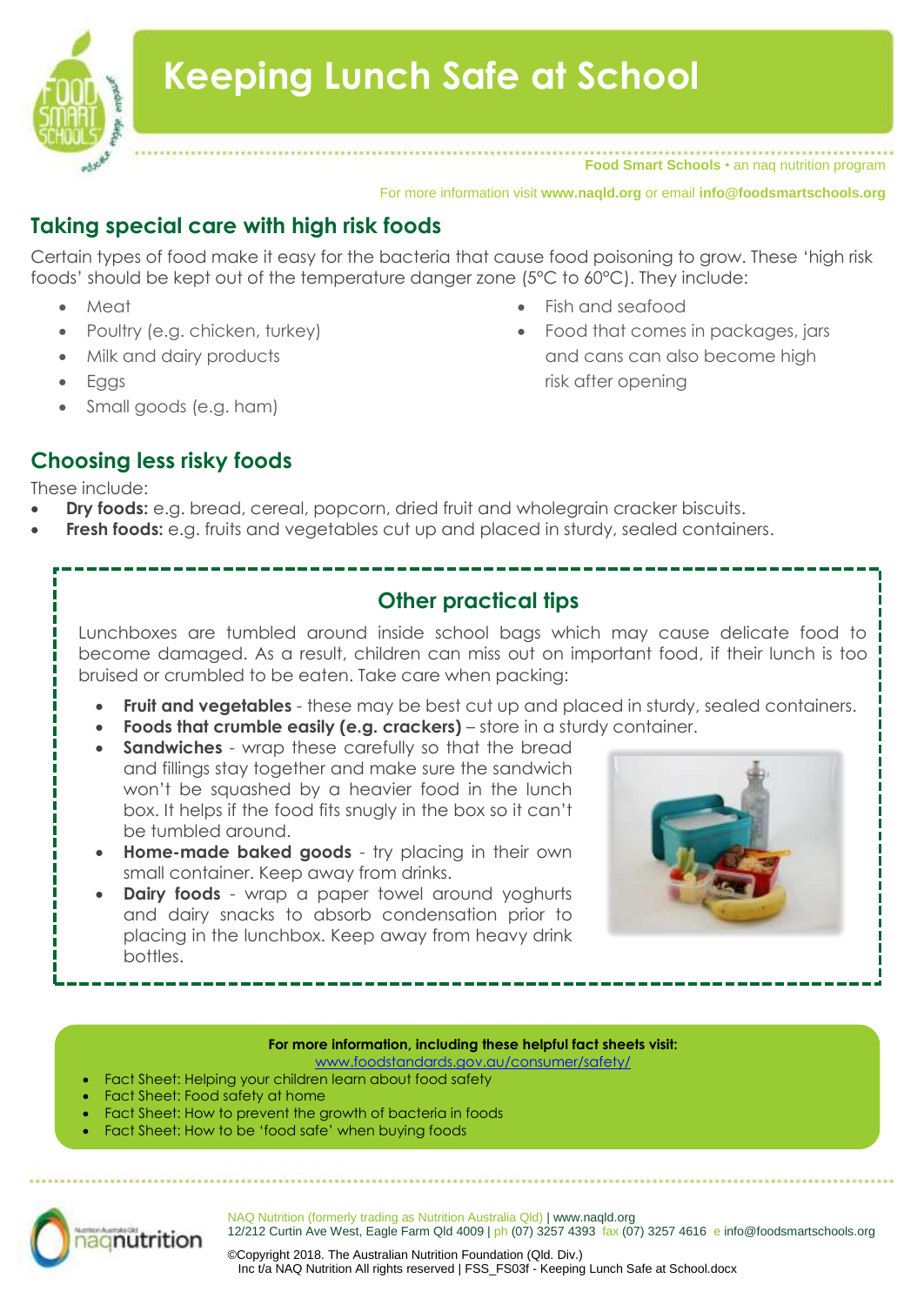# Keeping Lunch Safe at School

**Food Smart Schools** • an naq nutrition program

For more information visit **www.naqld.org** or email **info@foodsmartschools.org**

## Taking special care with high risk foods

Certain types of food make it easy for the bacteria that cause food poisoning to grow. These 'high risk foods' should be kept out of the temperature danger zone (5°C to 60°C). They include:

- Meat
- Poultry (e.g. chicken, turkey)
- Milk and dairy products
- Eggs
- Small goods (e.g. ham)
- Fish and seafood
- Food that comes in packages, jars and cans can also become high risk after opening

## Choosing less risky foods

These include:

- **Dry foods:** e.g. bread, cereal, popcorn, dried fruit and wholegrain cracker biscuits.
- **Fresh foods:** e.g. fruits and vegetables cut up and placed in sturdy, sealed containers.

### Other practical tips

Lunchboxes are tumbled around inside school bags which may cause delicate food to become damaged. As a result, children can miss out on important food, if their lunch is too bruised or crumbled to be eaten. Take care when packing:

- **Fruit and vegetables** - these may be best cut up and placed in sturdy, sealed containers.
- **Foods that crumble easily (e.g. crackers)** – store in a sturdy container.
- **Sandwiches** - wrap these carefully so that the bread and fillings stay together and make sure the sandwich won't be squashed by a heavier food in the lunch box. It helps if the food fits snugly in the box so it can't be tumbled around.
- **Home-made baked goods** - try placing in their own small container. Keep away from drinks.
- **Dairy foods** - wrap a paper towel around yoghurts and dairy snacks to absorb condensation prior to placing in the lunchbox. Keep away from heavy drink bottles.

**For more information, including these helpful fact sheets visit:**
www.foodstandards.gov.au/consumer/safety/

- Fact Sheet: Helping your children learn about food safety
- Fact Sheet: Food safety at home
- Fact Sheet: How to prevent the growth of bacteria in foods
- Fact Sheet: How to be 'food safe' when buying foods

NAQ Nutrition (formerly trading as Nutrition Australia Qld) | www.naqld.org
12/212 Curtin Ave West, Eagle Farm Qld 4009 | ph (07) 3257 4393 fax (07) 3257 4616 e info@foodsmartschools.org

©Copyright 2018. The Australian Nutrition Foundation (Qld. Div.) Inc t/a NAQ Nutrition All rights reserved | FSS_FS03f - Keeping Lunch Safe at School.docx